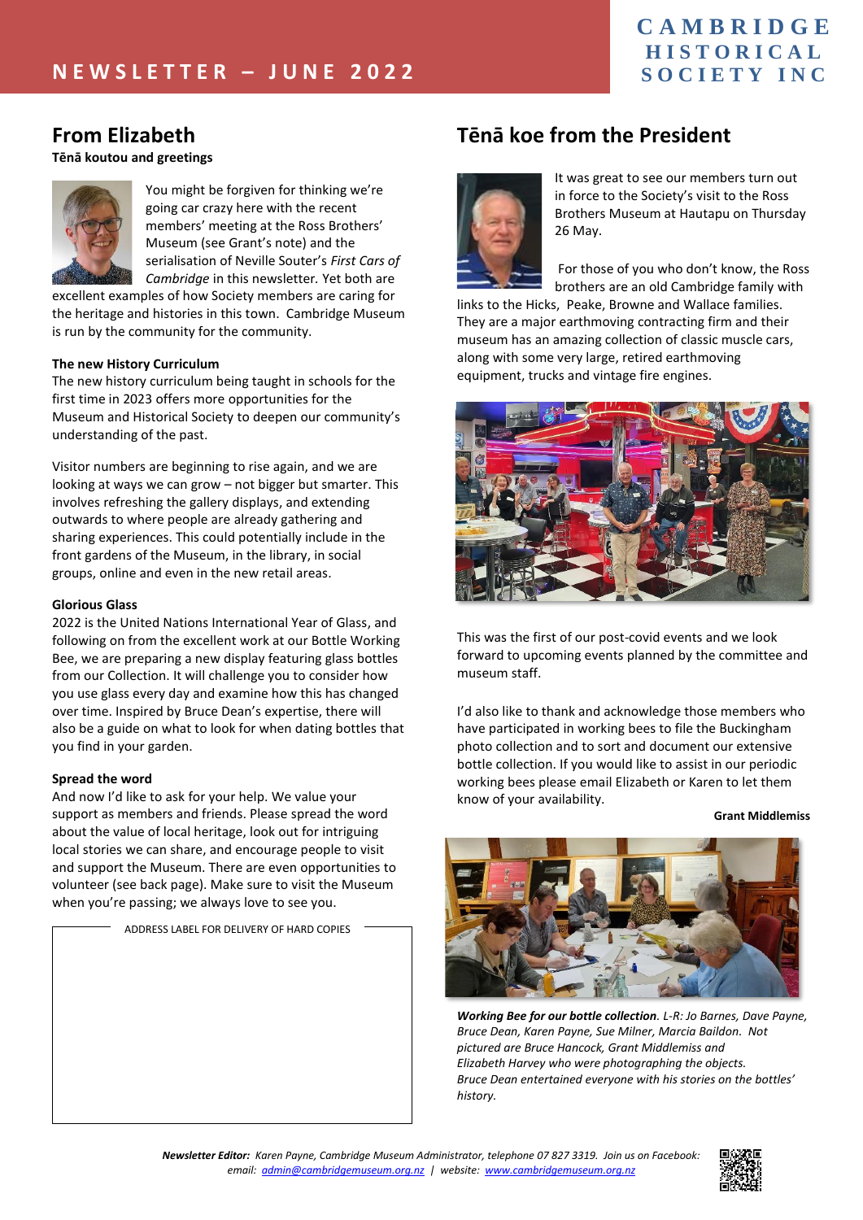# NEWSLETTER – JUNE 2022

**CAMBRIDGE HISTORICAL SOCIETY INC**

## From Elizabeth

**Tēnā koutou and greetings**

You might be forgiven for thinking we're going car crazy here with the recent members' meeting at the Ross Brothers' Museum (see Grant's note) and the serialisation of Neville Souter's *First Cars of Cambridge* in this newsletter. Yet both are excellent examples of how Society members are caring for the heritage and histories in this town. Cambridge Museum is run by the community for the community.

**The new History Curriculum**

The new history curriculum being taught in schools for the first time in 2023 offers more opportunities for the Museum and Historical Society to deepen our community's understanding of the past.

Visitor numbers are beginning to rise again, and we are looking at ways we can grow – not bigger but smarter. This involves refreshing the gallery displays, and extending outwards to where people are already gathering and sharing experiences. This could potentially include in the front gardens of the Museum, in the library, in social groups, online and even in the new retail areas.

**Glorious Glass**

2022 is the United Nations International Year of Glass, and following on from the excellent work at our Bottle Working Bee, we are preparing a new display featuring glass bottles from our Collection. It will challenge you to consider how you use glass every day and examine how this has changed over time. Inspired by Bruce Dean's expertise, there will also be a guide on what to look for when dating bottles that you find in your garden.

**Spread the word**

And now I'd like to ask for your help. We value your support as members and friends. Please spread the word about the value of local heritage, look out for intriguing local stories we can share, and encourage people to visit and support the Museum. There are even opportunities to volunteer (see back page). Make sure to visit the Museum when you're passing; we always love to see you.

ADDRESS LABEL FOR DELIVERY OF HARD COPIES

## Tēnā koe from the President

It was great to see our members turn out in force to the Society's visit to the Ross Brothers Museum at Hautapu on Thursday 26 May.

For those of you who don't know, the Ross brothers are an old Cambridge family with links to the Hicks, Peake, Browne and Wallace families. They are a major earthmoving contracting firm and their museum has an amazing collection of classic muscle cars, along with some very large, retired earthmoving equipment, trucks and vintage fire engines.

This was the first of our post-covid events and we look forward to upcoming events planned by the committee and museum staff.

I'd also like to thank and acknowledge those members who have participated in working bees to file the Buckingham photo collection and to sort and document our extensive bottle collection. If you would like to assist in our periodic working bees please email Elizabeth or Karen to let them know of your availability.

**Grant Middlemiss**

***Working Bee for our bottle collection****. L-R: Jo Barnes, Dave Payne, Bruce Dean, Karen Payne, Sue Milner, Marcia Baildon. Not pictured are Bruce Hancock, Grant Middlemiss and Elizabeth Harvey who were photographing the objects. Bruce Dean entertained everyone with his stories on the bottles' history.*

***Newsletter Editor:*** *Karen Payne, Cambridge Museum Administrator, telephone 07 827 3319. Join us on Facebook: email: admin@cambridgemuseum.org.nz | website: www.cambridgemuseum.org.nz*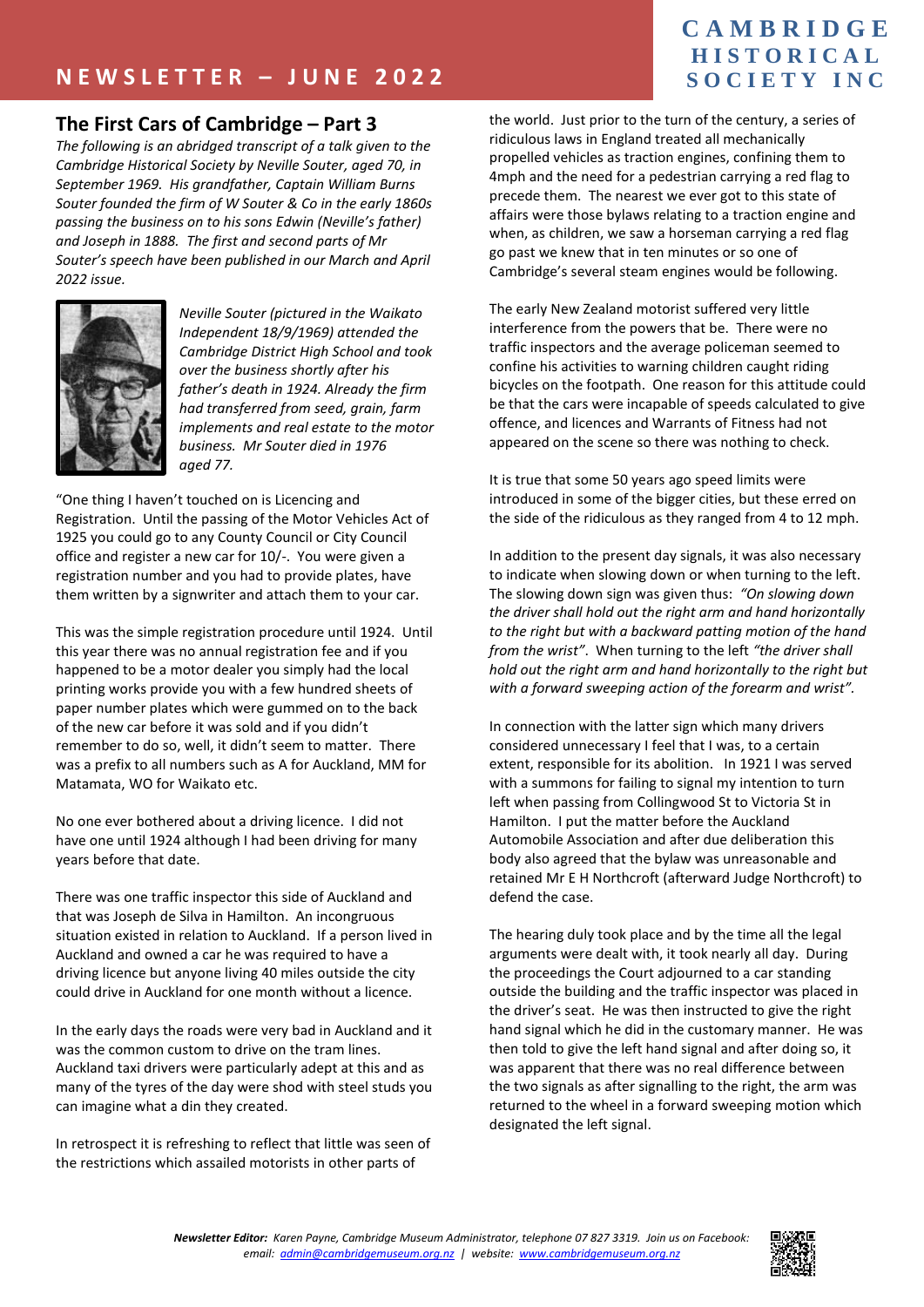## The First Cars of Cambridge – Part 3

*The following is an abridged transcript of a talk given to the Cambridge Historical Society by Neville Souter, aged 70, in September 1969. His grandfather, Captain William Burns Souter founded the firm of W Souter & Co in the early 1860s passing the business on to his sons Edwin (Neville's father) and Joseph in 1888. The first and second parts of Mr Souter's speech have been published in our March and April 2022 issue.*

*Neville Souter (pictured in the Waikato Independent 18/9/1969) attended the Cambridge District High School and took over the business shortly after his father's death in 1924. Already the firm had transferred from seed, grain, farm implements and real estate to the motor business. Mr Souter died in 1976 aged 77.*

"One thing I haven't touched on is Licencing and Registration. Until the passing of the Motor Vehicles Act of 1925 you could go to any County Council or City Council office and register a new car for 10/-. You were given a registration number and you had to provide plates, have them written by a signwriter and attach them to your car.

This was the simple registration procedure until 1924. Until this year there was no annual registration fee and if you happened to be a motor dealer you simply had the local printing works provide you with a few hundred sheets of paper number plates which were gummed on to the back of the new car before it was sold and if you didn't remember to do so, well, it didn't seem to matter. There was a prefix to all numbers such as A for Auckland, MM for Matamata, WO for Waikato etc.

No one ever bothered about a driving licence. I did not have one until 1924 although I had been driving for many years before that date.

There was one traffic inspector this side of Auckland and that was Joseph de Silva in Hamilton. An incongruous situation existed in relation to Auckland. If a person lived in Auckland and owned a car he was required to have a driving licence but anyone living 40 miles outside the city could drive in Auckland for one month without a licence.

In the early days the roads were very bad in Auckland and it was the common custom to drive on the tram lines. Auckland taxi drivers were particularly adept at this and as many of the tyres of the day were shod with steel studs you can imagine what a din they created.

In retrospect it is refreshing to reflect that little was seen of the restrictions which assailed motorists in other parts of the world. Just prior to the turn of the century, a series of ridiculous laws in England treated all mechanically propelled vehicles as traction engines, confining them to 4mph and the need for a pedestrian carrying a red flag to precede them. The nearest we ever got to this state of affairs were those bylaws relating to a traction engine and when, as children, we saw a horseman carrying a red flag go past we knew that in ten minutes or so one of Cambridge's several steam engines would be following.

The early New Zealand motorist suffered very little interference from the powers that be. There were no traffic inspectors and the average policeman seemed to confine his activities to warning children caught riding bicycles on the footpath. One reason for this attitude could be that the cars were incapable of speeds calculated to give offence, and licences and Warrants of Fitness had not appeared on the scene so there was nothing to check.

It is true that some 50 years ago speed limits were introduced in some of the bigger cities, but these erred on the side of the ridiculous as they ranged from 4 to 12 mph.

In addition to the present day signals, it was also necessary to indicate when slowing down or when turning to the left. The slowing down sign was given thus: *"On slowing down the driver shall hold out the right arm and hand horizontally to the right but with a backward patting motion of the hand from the wrist"*. When turning to the left *"the driver shall hold out the right arm and hand horizontally to the right but with a forward sweeping action of the forearm and wrist"*.

In connection with the latter sign which many drivers considered unnecessary I feel that I was, to a certain extent, responsible for its abolition. In 1921 I was served with a summons for failing to signal my intention to turn left when passing from Collingwood St to Victoria St in Hamilton. I put the matter before the Auckland Automobile Association and after due deliberation this body also agreed that the bylaw was unreasonable and retained Mr E H Northcroft (afterward Judge Northcroft) to defend the case.

The hearing duly took place and by the time all the legal arguments were dealt with, it took nearly all day. During the proceedings the Court adjourned to a car standing outside the building and the traffic inspector was placed in the driver's seat. He was then instructed to give the right hand signal which he did in the customary manner. He was then told to give the left hand signal and after doing so, it was apparent that there was no real difference between the two signals as after signalling to the right, the arm was returned to the wheel in a forward sweeping motion which designated the left signal.

***Newsletter Editor:*** *Karen Payne, Cambridge Museum Administrator, telephone 07 827 3319. Join us on Facebook: email: admin@cambridgemuseum.org.nz | website: www.cambridgemuseum.org.nz*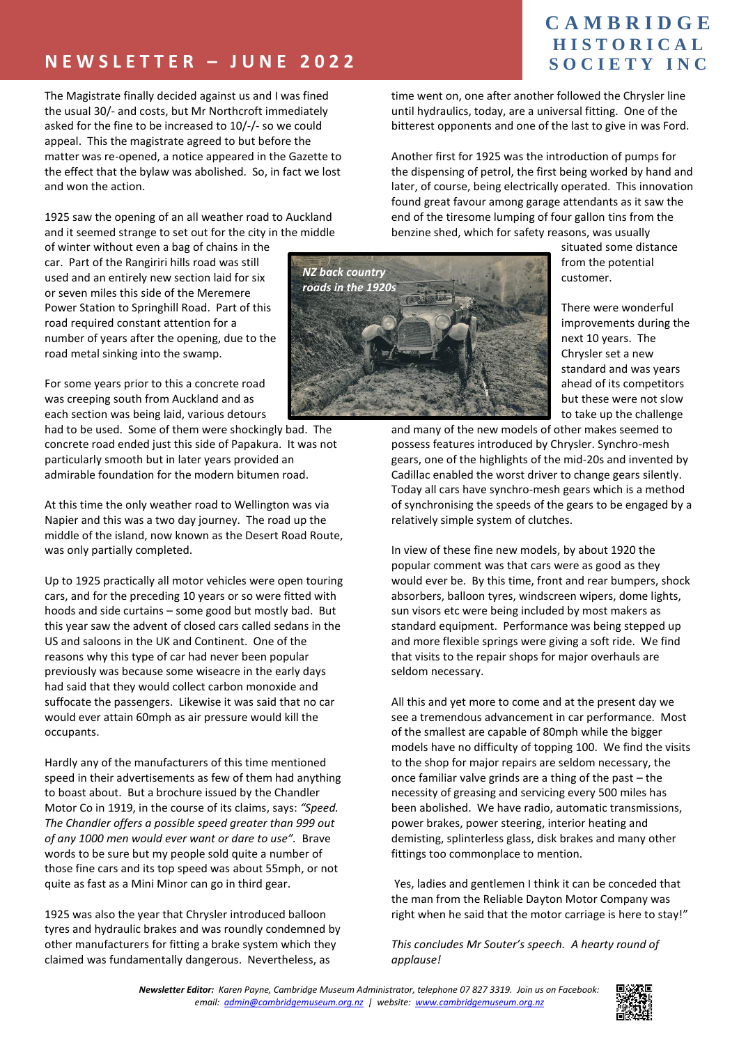The Magistrate finally decided against us and I was fined the usual 30/- and costs, but Mr Northcroft immediately asked for the fine to be increased to 10/-/- so we could appeal. This the magistrate agreed to but before the matter was re-opened, a notice appeared in the Gazette to the effect that the bylaw was abolished. So, in fact we lost and won the action.

1925 saw the opening of an all weather road to Auckland and it seemed strange to set out for the city in the middle of winter without even a bag of chains in the car. Part of the Rangiriri hills road was still used and an entirely new section laid for six or seven miles this side of the Meremere Power Station to Springhill Road. Part of this road required constant attention for a number of years after the opening, due to the road metal sinking into the swamp.

*NZ back country roads in the 1920s*

For some years prior to this a concrete road was creeping south from Auckland and as each section was being laid, various detours had to be used. Some of them were shockingly bad. The concrete road ended just this side of Papakura. It was not particularly smooth but in later years provided an admirable foundation for the modern bitumen road.

At this time the only weather road to Wellington was via Napier and this was a two day journey. The road up the middle of the island, now known as the Desert Road Route, was only partially completed.

Up to 1925 practically all motor vehicles were open touring cars, and for the preceding 10 years or so were fitted with hoods and side curtains – some good but mostly bad. But this year saw the advent of closed cars called sedans in the US and saloons in the UK and Continent. One of the reasons why this type of car had never been popular previously was because some wiseacre in the early days had said that they would collect carbon monoxide and suffocate the passengers. Likewise it was said that no car would ever attain 60mph as air pressure would kill the occupants.

Hardly any of the manufacturers of this time mentioned speed in their advertisements as few of them had anything to boast about. But a brochure issued by the Chandler Motor Co in 1919, in the course of its claims, says: *"Speed. The Chandler offers a possible speed greater than 999 out of any 1000 men would ever want or dare to use".* Brave words to be sure but my people sold quite a number of those fine cars and its top speed was about 55mph, or not quite as fast as a Mini Minor can go in third gear.

1925 was also the year that Chrysler introduced balloon tyres and hydraulic brakes and was roundly condemned by other manufacturers for fitting a brake system which they claimed was fundamentally dangerous. Nevertheless, as time went on, one after another followed the Chrysler line until hydraulics, today, are a universal fitting. One of the bitterest opponents and one of the last to give in was Ford.

Another first for 1925 was the introduction of pumps for the dispensing of petrol, the first being worked by hand and later, of course, being electrically operated. This innovation found great favour among garage attendants as it saw the end of the tiresome lumping of four gallon tins from the benzine shed, which for safety reasons, was usually situated some distance from the potential customer.

There were wonderful improvements during the next 10 years. The Chrysler set a new standard and was years ahead of its competitors but these were not slow to take up the challenge and many of the new models of other makes seemed to possess features introduced by Chrysler. Synchro-mesh gears, one of the highlights of the mid-20s and invented by Cadillac enabled the worst driver to change gears silently. Today all cars have synchro-mesh gears which is a method of synchronising the speeds of the gears to be engaged by a relatively simple system of clutches.

In view of these fine new models, by about 1920 the popular comment was that cars were as good as they would ever be. By this time, front and rear bumpers, shock absorbers, balloon tyres, windscreen wipers, dome lights, sun visors etc were being included by most makers as standard equipment. Performance was being stepped up and more flexible springs were giving a soft ride. We find that visits to the repair shops for major overhauls are seldom necessary.

All this and yet more to come and at the present day we see a tremendous advancement in car performance. Most of the smallest are capable of 80mph while the bigger models have no difficulty of topping 100. We find the visits to the shop for major repairs are seldom necessary, the once familiar valve grinds are a thing of the past – the necessity of greasing and servicing every 500 miles has been abolished. We have radio, automatic transmissions, power brakes, power steering, interior heating and demisting, splinterless glass, disk brakes and many other fittings too commonplace to mention.

Yes, ladies and gentlemen I think it can be conceded that the man from the Reliable Dayton Motor Company was right when he said that the motor carriage is here to stay!"

*This concludes Mr Souter's speech. A hearty round of applause!*

***Newsletter Editor:*** *Karen Payne, Cambridge Museum Administrator, telephone 07 827 3319. Join us on Facebook: email: admin@cambridgemuseum.org.nz | website: www.cambridgemuseum.org.nz*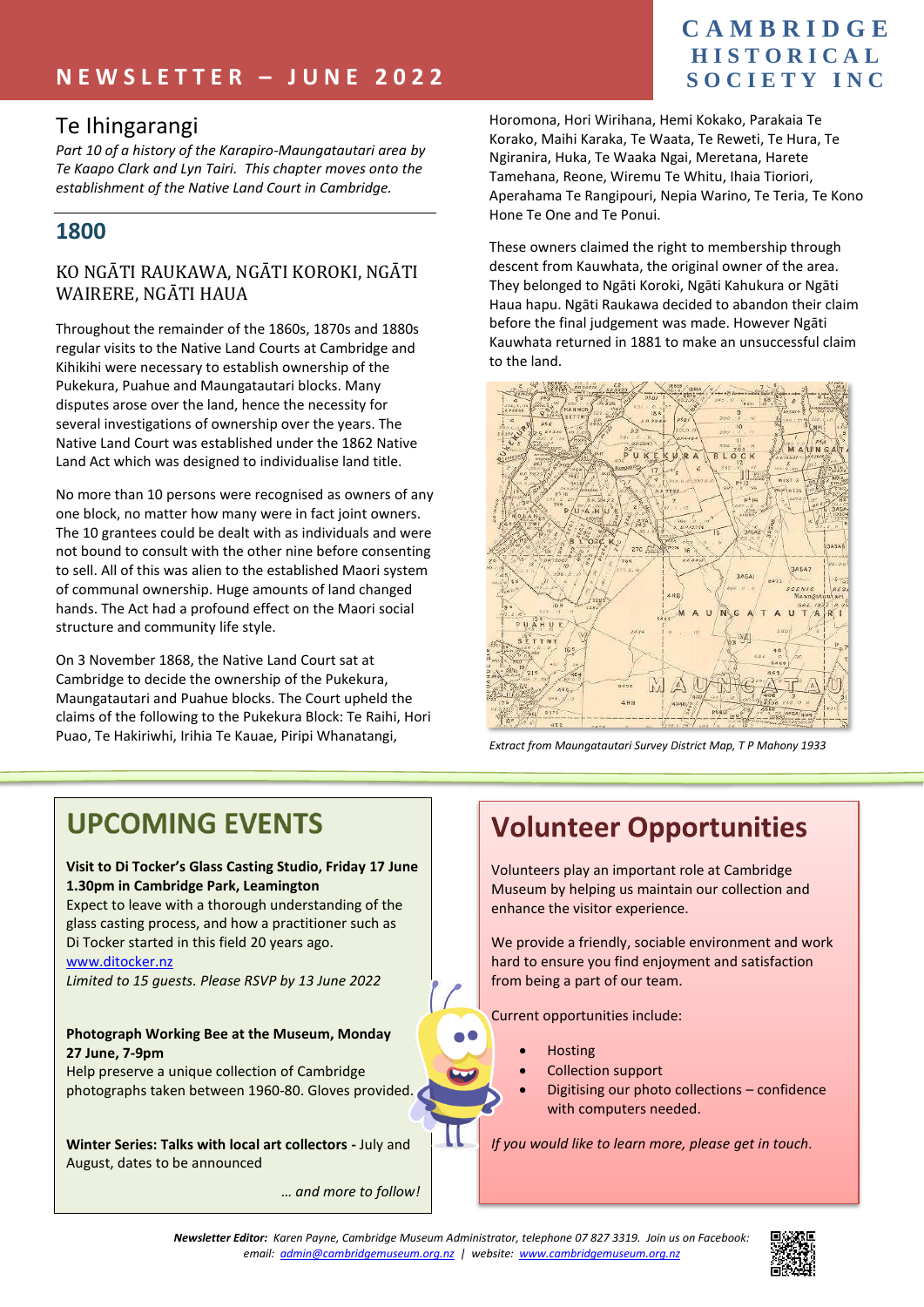# NEWSLETTER – JUNE 2022

CAMBRIDGE HISTORICAL SOCIETY INC

## Te Ihingarangi

*Part 10 of a history of the Karapiro-Maungatautari area by Te Kaapo Clark and Lyn Tairi. This chapter moves onto the establishment of the Native Land Court in Cambridge.*

### 1800

KO NGĀTI RAUKAWA, NGĀTI KOROKI, NGĀTI WAIRERE, NGĀTI HAUA

Throughout the remainder of the 1860s, 1870s and 1880s regular visits to the Native Land Courts at Cambridge and Kihikihi were necessary to establish ownership of the Pukekura, Puahue and Maungatautari blocks. Many disputes arose over the land, hence the necessity for several investigations of ownership over the years. The Native Land Court was established under the 1862 Native Land Act which was designed to individualise land title.

No more than 10 persons were recognised as owners of any one block, no matter how many were in fact joint owners. The 10 grantees could be dealt with as individuals and were not bound to consult with the other nine before consenting to sell. All of this was alien to the established Maori system of communal ownership. Huge amounts of land changed hands. The Act had a profound effect on the Maori social structure and community life style.

On 3 November 1868, the Native Land Court sat at Cambridge to decide the ownership of the Pukekura, Maungatautari and Puahue blocks. The Court upheld the claims of the following to the Pukekura Block: Te Raihi, Hori Puao, Te Hakiriwhi, Irihia Te Kauae, Piripi Whanatangi, Horomona, Hori Wirihana, Hemi Kokako, Parakaia Te Korako, Maihi Karaka, Te Waata, Te Reweti, Te Hura, Te Ngiranira, Huka, Te Waaka Ngai, Meretana, Harete Tamehana, Reone, Wiremu Te Whitu, Ihaia Tioriori, Aperahama Te Rangipouri, Nepia Warino, Te Teria, Te Kono Hone Te One and Te Ponui.

These owners claimed the right to membership through descent from Kauwhata, the original owner of the area. They belonged to Ngāti Koroki, Ngāti Kahukura or Ngāti Haua hapu. Ngāti Raukawa decided to abandon their claim before the final judgement was made. However Ngāti Kauwhata returned in 1881 to make an unsuccessful claim to the land.

*Extract from Maungatautari Survey District Map, T P Mahony 1933*

## UPCOMING EVENTS

**Visit to Di Tocker's Glass Casting Studio, Friday 17 June 1.30pm in Cambridge Park, Leamington**
Expect to leave with a thorough understanding of the glass casting process, and how a practitioner such as Di Tocker started in this field 20 years ago.
www.ditocker.nz
*Limited to 15 guests. Please RSVP by 13 June 2022*

**Photograph Working Bee at the Museum, Monday 27 June, 7-9pm**
Help preserve a unique collection of Cambridge photographs taken between 1960-80. Gloves provided.

**Winter Series: Talks with local art collectors -** July and August, dates to be announced

*… and more to follow!*

## Volunteer Opportunities

Volunteers play an important role at Cambridge Museum by helping us maintain our collection and enhance the visitor experience.

We provide a friendly, sociable environment and work hard to ensure you find enjoyment and satisfaction from being a part of our team.

Current opportunities include:

- Hosting
- Collection support
- Digitising our photo collections – confidence with computers needed.

*If you would like to learn more, please get in touch.*

***Newsletter Editor:*** *Karen Payne, Cambridge Museum Administrator, telephone 07 827 3319. Join us on Facebook: email: admin@cambridgemuseum.org.nz | website: www.cambridgemuseum.org.nz*